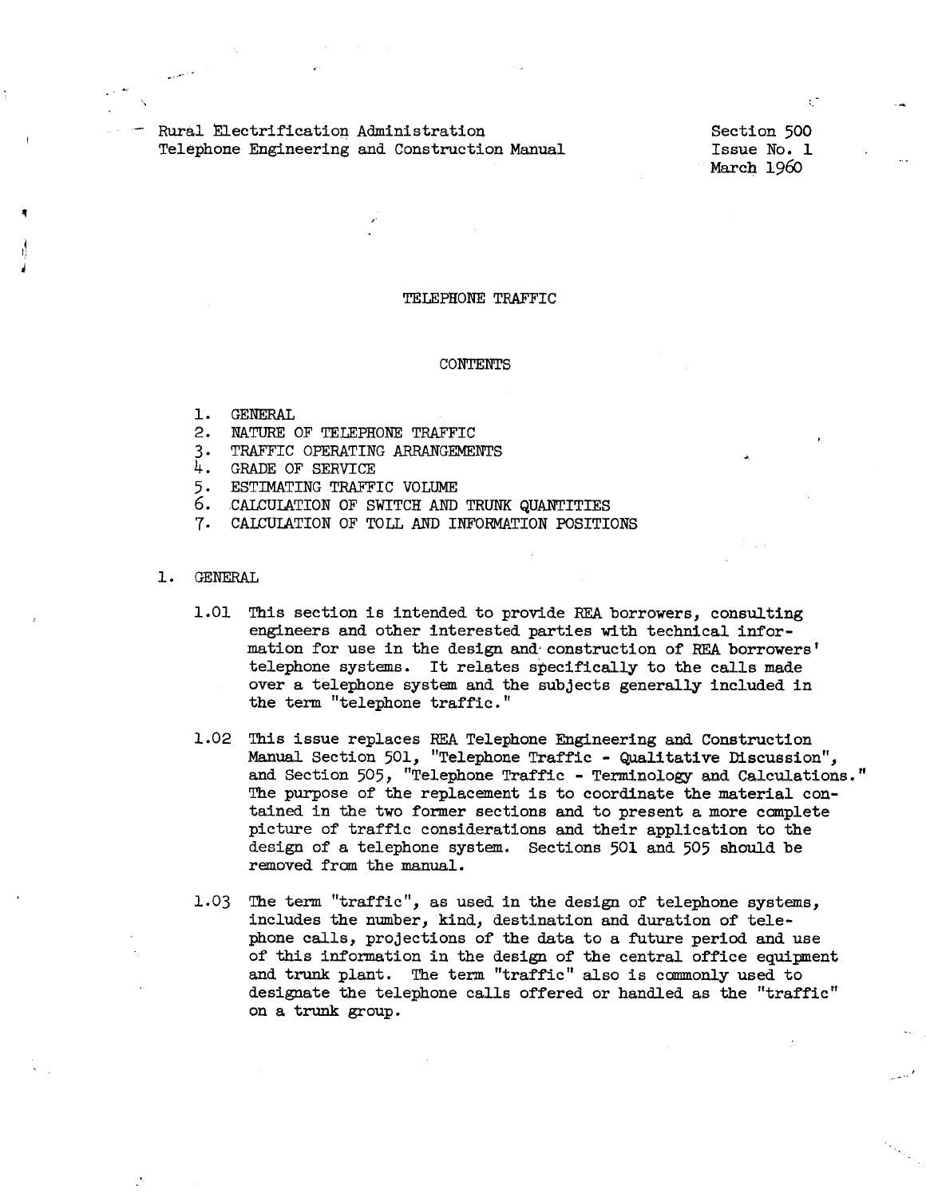Rural Electrification Administration
Telephone Engineering and Construction Manual

Section 500
Issue No. 1
March 1960

# TELEPHONE TRAFFIC

## CONTENTS

1. GENERAL
2. NATURE OF TELEPHONE TRAFFIC
3. TRAFFIC OPERATING ARRANGEMENTS
4. GRADE OF SERVICE
5. ESTIMATING TRAFFIC VOLUME
6. CALCULATION OF SWITCH AND TRUNK QUANTITIES
7. CALCULATION OF TOLL AND INFORMATION POSITIONS

## 1. GENERAL

1.01 This section is intended to provide REA borrowers, consulting engineers and other interested parties with technical information for use in the design and construction of REA borrowers' telephone systems. It relates specifically to the calls made over a telephone system and the subjects generally included in the term "telephone traffic."

1.02 This issue replaces REA Telephone Engineering and Construction Manual Section 501, "Telephone Traffic - Qualitative Discussion", and Section 505, "Telephone Traffic - Terminology and Calculations." The purpose of the replacement is to coordinate the material contained in the two former sections and to present a more complete picture of traffic considerations and their application to the design of a telephone system. Sections 501 and 505 should be removed from the manual.

1.03 The term "traffic", as used in the design of telephone systems, includes the number, kind, destination and duration of telephone calls, projections of the data to a future period and use of this information in the design of the central office equipment and trunk plant. The term "traffic" also is commonly used to designate the telephone calls offered or handled as the "traffic" on a trunk group.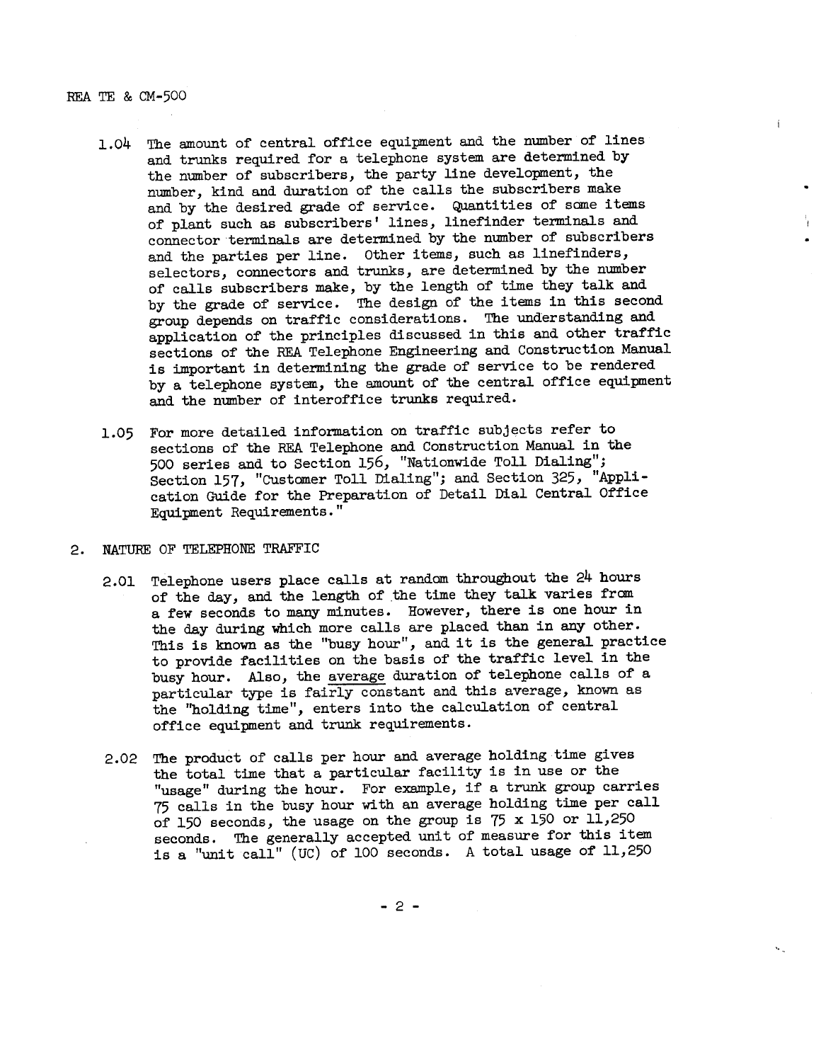1.04 The amount of central office equipment and the number of lines and trunks required for a telephone system are determined by the number of subscribers, the party line development, the number, kind and duration of the calls the subscribers make and by the desired grade of service. Quantities of some items of plant such as subscribers' lines, linefinder terminals and connector terminals are determined by the number of subscribers and the parties per line. Other items, such as linefinders, selectors, connectors and trunks, are determined by the number of calls subscribers make, by the length of time they talk and by the grade of service. The design of the items in this second group depends on traffic considerations. The understanding and application of the principles discussed in this and other traffic sections of the REA Telephone Engineering and Construction Manual is important in determining the grade of service to be rendered by a telephone system, the amount of the central office equipment and the number of interoffice trunks required.

1.05 For more detailed information on traffic subjects refer to sections of the REA Telephone and Construction Manual in the 500 series and to Section 156, "Nationwide Toll Dialing"; Section 157, "Customer Toll Dialing"; and Section 325, "Application Guide for the Preparation of Detail Dial Central Office Equipment Requirements."

## 2. NATURE OF TELEPHONE TRAFFIC

2.01 Telephone users place calls at random throughout the 24 hours of the day, and the length of the time they talk varies from a few seconds to many minutes. However, there is one hour in the day during which more calls are placed than in any other. This is known as the "busy hour", and it is the general practice to provide facilities on the basis of the traffic level in the busy hour. Also, the <u>average</u> duration of telephone calls of a particular type is fairly constant and this average, known as the "holding time", enters into the calculation of central office equipment and trunk requirements.

2.02 The product of calls per hour and average holding time gives the total time that a particular facility is in use or the "usage" during the hour. For example, if a trunk group carries 75 calls in the busy hour with an average holding time per call of 150 seconds, the usage on the group is 75 x 150 or 11,250 seconds. The generally accepted unit of measure for this item is a "unit call" (UC) of 100 seconds. A total usage of 11,250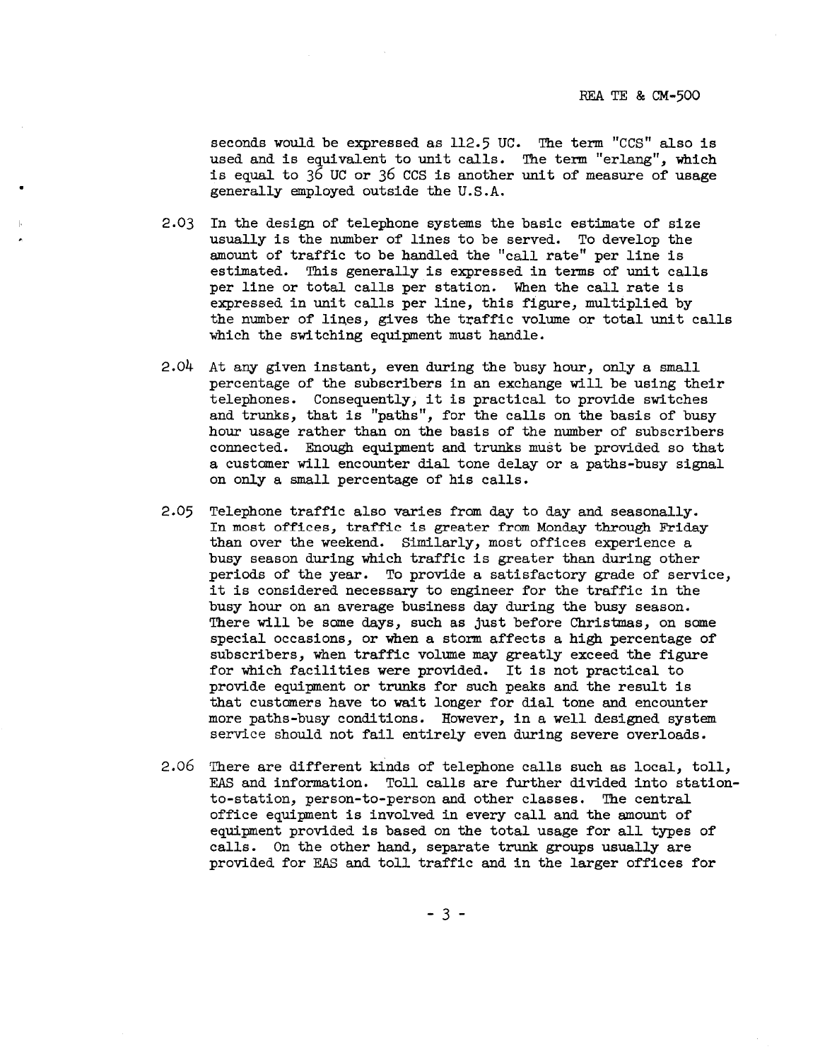seconds would be expressed as 112.5 UC. The term "CCS" also is used and is equivalent to unit calls. The term "erlang", which is equal to 36 UC or 36 CCS is another unit of measure of usage generally employed outside the U.S.A.

2.03 In the design of telephone systems the basic estimate of size usually is the number of lines to be served. To develop the amount of traffic to be handled the "call rate" per line is estimated. This generally is expressed in terms of unit calls per line or total calls per station. When the call rate is expressed in unit calls per line, this figure, multiplied by the number of lines, gives the traffic volume or total unit calls which the switching equipment must handle.

2.04 At any given instant, even during the busy hour, only a small percentage of the subscribers in an exchange will be using their telephones. Consequently, it is practical to provide switches and trunks, that is "paths", for the calls on the basis of busy hour usage rather than on the basis of the number of subscribers connected. Enough equipment and trunks must be provided so that a customer will encounter dial tone delay or a paths-busy signal on only a small percentage of his calls.

2.05 Telephone traffic also varies from day to day and seasonally. In most offices, traffic is greater from Monday through Friday than over the weekend. Similarly, most offices experience a busy season during which traffic is greater than during other periods of the year. To provide a satisfactory grade of service, it is considered necessary to engineer for the traffic in the busy hour on an average business day during the busy season. There will be some days, such as just before Christmas, on some special occasions, or when a storm affects a high percentage of subscribers, when traffic volume may greatly exceed the figure for which facilities were provided. It is not practical to provide equipment or trunks for such peaks and the result is that customers have to wait longer for dial tone and encounter more paths-busy conditions. However, in a well designed system service should not fail entirely even during severe overloads.

2.06 There are different kinds of telephone calls such as local, toll, EAS and information. Toll calls are further divided into station-to-station, person-to-person and other classes. The central office equipment is involved in every call and the amount of equipment provided is based on the total usage for all types of calls. On the other hand, separate trunk groups usually are provided for EAS and toll traffic and in the larger offices for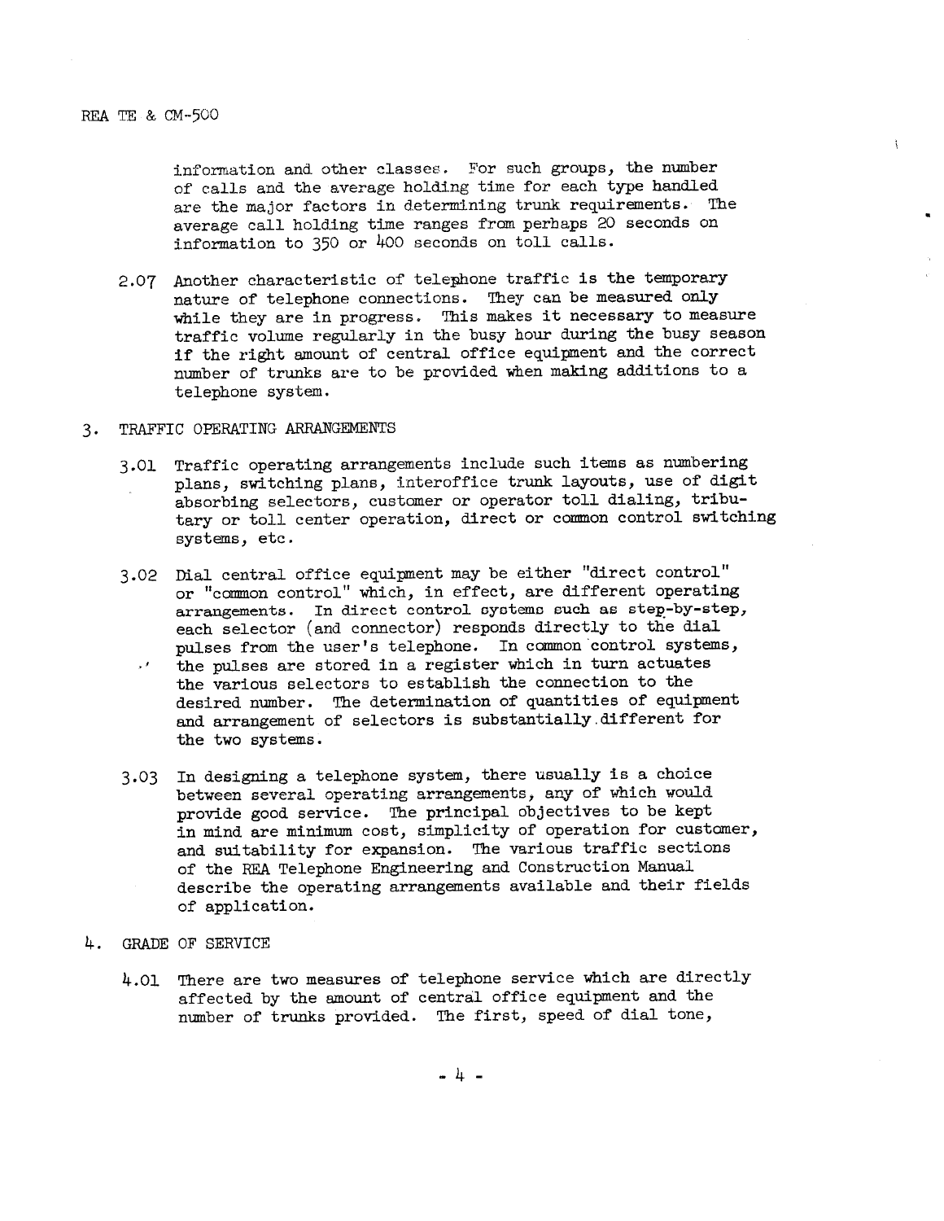information and other classes. For such groups, the number of calls and the average holding time for each type handled are the major factors in determining trunk requirements. The average call holding time ranges from perhaps 20 seconds on information to 350 or 400 seconds on toll calls.

2.07 Another characteristic of telephone traffic is the temporary nature of telephone connections. They can be measured only while they are in progress. This makes it necessary to measure traffic volume regularly in the busy hour during the busy season if the right amount of central office equipment and the correct number of trunks are to be provided when making additions to a telephone system.

## 3. TRAFFIC OPERATING ARRANGEMENTS

3.01 Traffic operating arrangements include such items as numbering plans, switching plans, interoffice trunk layouts, use of digit absorbing selectors, customer or operator toll dialing, tributary or toll center operation, direct or common control switching systems, etc.

3.02 Dial central office equipment may be either "direct control" or "common control" which, in effect, are different operating arrangements. In direct control systems such as step-by-step, each selector (and connector) responds directly to the dial pulses from the user's telephone. In common control systems, the pulses are stored in a register which in turn actuates the various selectors to establish the connection to the desired number. The determination of quantities of equipment and arrangement of selectors is substantially different for the two systems.

3.03 In designing a telephone system, there usually is a choice between several operating arrangements, any of which would provide good service. The principal objectives to be kept in mind are minimum cost, simplicity of operation for customer, and suitability for expansion. The various traffic sections of the REA Telephone Engineering and Construction Manual describe the operating arrangements available and their fields of application.

## 4. GRADE OF SERVICE

4.01 There are two measures of telephone service which are directly affected by the amount of central office equipment and the number of trunks provided. The first, speed of dial tone,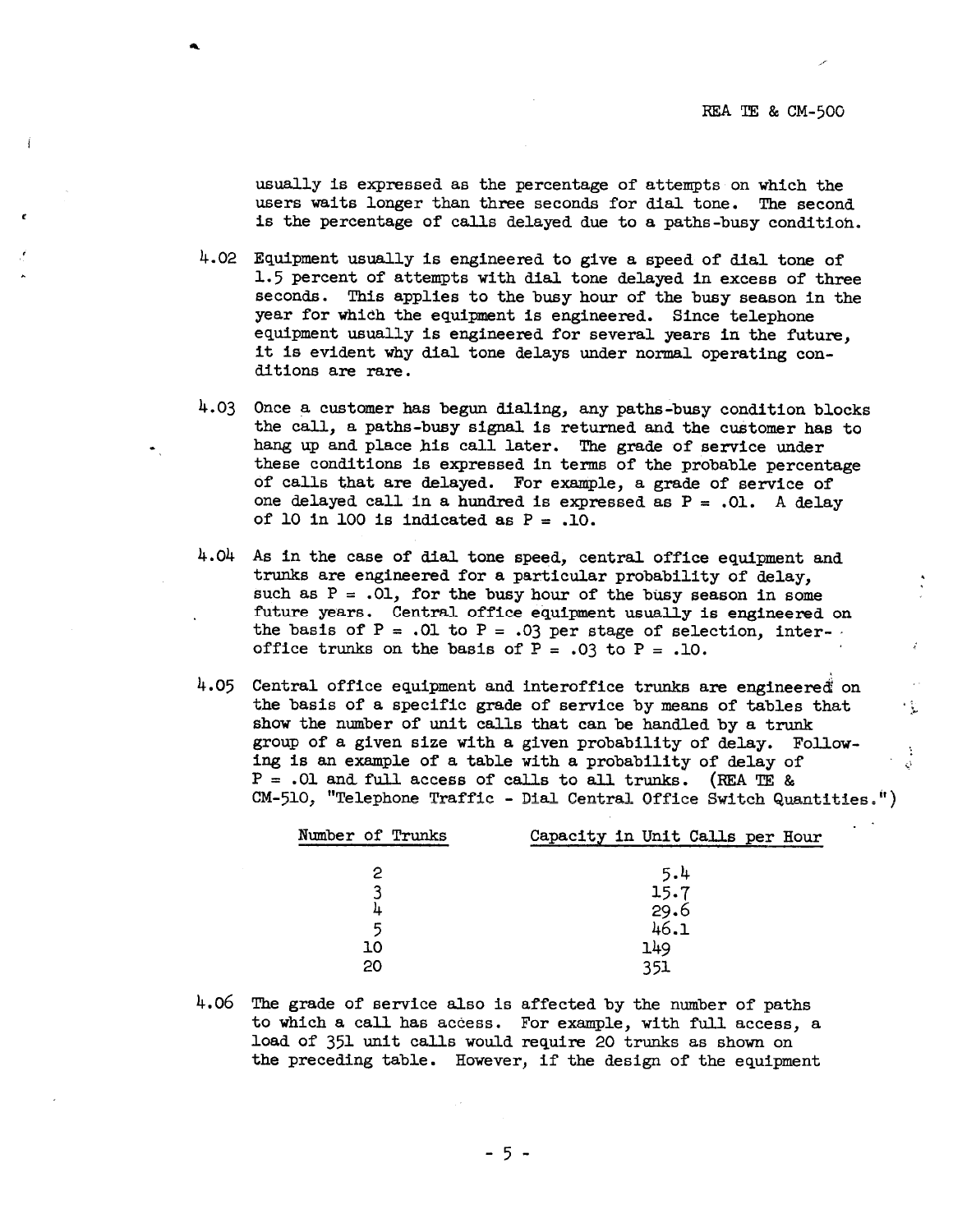usually is expressed as the percentage of attempts on which the users waits longer than three seconds for dial tone. The second is the percentage of calls delayed due to a paths-busy condition.

4.02 Equipment usually is engineered to give a speed of dial tone of 1.5 percent of attempts with dial tone delayed in excess of three seconds. This applies to the busy hour of the busy season in the year for which the equipment is engineered. Since telephone equipment usually is engineered for several years in the future, it is evident why dial tone delays under normal operating conditions are rare.

4.03 Once a customer has begun dialing, any paths-busy condition blocks the call, a paths-busy signal is returned and the customer has to hang up and place his call later. The grade of service under these conditions is expressed in terms of the probable percentage of calls that are delayed. For example, a grade of service of one delayed call in a hundred is expressed as P = .01. A delay of 10 in 100 is indicated as P = .10.

4.04 As in the case of dial tone speed, central office equipment and trunks are engineered for a particular probability of delay, such as P = .01, for the busy hour of the busy season in some future years. Central office equipment usually is engineered on the basis of P = .01 to P = .03 per stage of selection, interoffice trunks on the basis of P = .03 to P = .10.

4.05 Central office equipment and interoffice trunks are engineered on the basis of a specific grade of service by means of tables that show the number of unit calls that can be handled by a trunk group of a given size with a given probability of delay. Following is an example of a table with a probability of delay of P = .01 and full access of calls to all trunks. (REA TE & CM-510, "Telephone Traffic - Dial Central Office Switch Quantities.")

| Number of Trunks | Capacity in Unit Calls per Hour |
|---|---|
| 2 | 5.4 |
| 3 | 15.7 |
| 4 | 29.6 |
| 5 | 46.1 |
| 10 | 149 |
| 20 | 351 |

4.06 The grade of service also is affected by the number of paths to which a call has access. For example, with full access, a load of 351 unit calls would require 20 trunks as shown on the preceding table. However, if the design of the equipment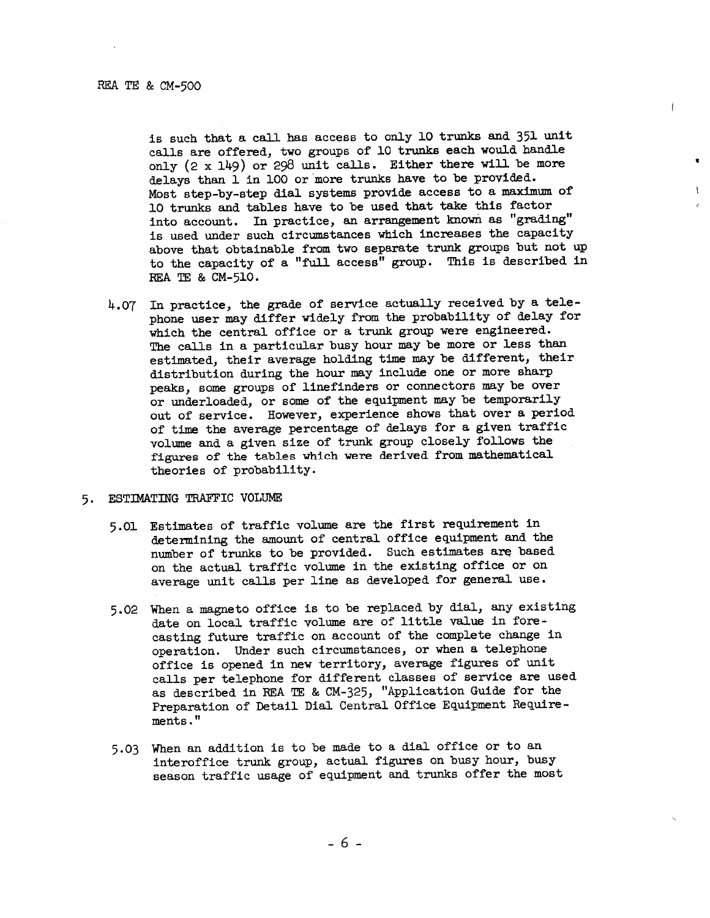is such that a call has access to only 10 trunks and 351 unit calls are offered, two groups of 10 trunks each would handle only (2 x 149) or 298 unit calls. Either there will be more delays than 1 in 100 or more trunks have to be provided. Most step-by-step dial systems provide access to a maximum of 10 trunks and tables have to be used that take this factor into account. In practice, an arrangement known as "grading" is used under such circumstances which increases the capacity above that obtainable from two separate trunk groups but not up to the capacity of a "full access" group. This is described in REA TE & CM-510.

4.07 In practice, the grade of service actually received by a telephone user may differ widely from the probability of delay for which the central office or a trunk group were engineered. The calls in a particular busy hour may be more or less than estimated, their average holding time may be different, their distribution during the hour may include one or more sharp peaks, some groups of linefinders or connectors may be over or underloaded, or some of the equipment may be temporarily out of service. However, experience shows that over a period of time the average percentage of delays for a given traffic volume and a given size of trunk group closely follows the figures of the tables which were derived from mathematical theories of probability.

## 5. ESTIMATING TRAFFIC VOLUME

5.01 Estimates of traffic volume are the first requirement in determining the amount of central office equipment and the number of trunks to be provided. Such estimates are based on the actual traffic volume in the existing office or on average unit calls per line as developed for general use.

5.02 When a magneto office is to be replaced by dial, any existing date on local traffic volume are of little value in forecasting future traffic on account of the complete change in operation. Under such circumstances, or when a telephone office is opened in new territory, average figures of unit calls per telephone for different classes of service are used as described in REA TE & CM-325, "Application Guide for the Preparation of Detail Dial Central Office Equipment Requirements."

5.03 When an addition is to be made to a dial office or to an interoffice trunk group, actual figures on busy hour, busy season traffic usage of equipment and trunks offer the most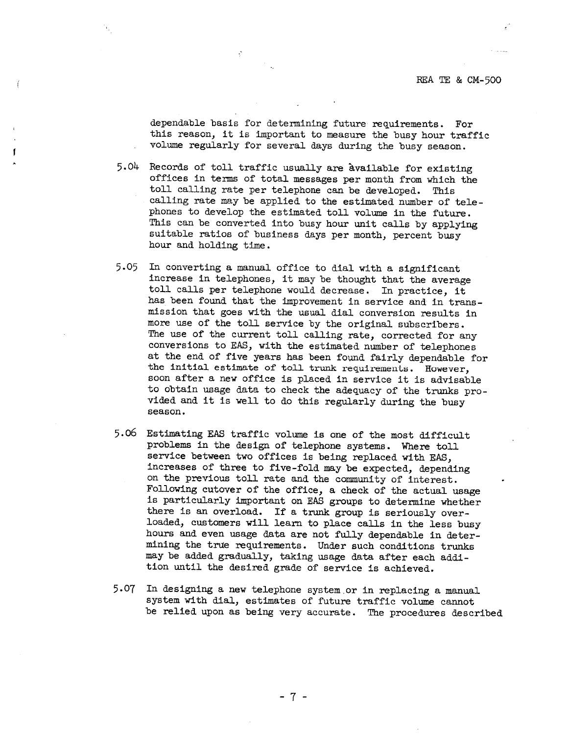dependable basis for determining future requirements. For this reason, it is important to measure the busy hour traffic volume regularly for several days during the busy season.

5.04 Records of toll traffic usually are available for existing offices in terms of total messages per month from which the toll calling rate per telephone can be developed. This calling rate may be applied to the estimated number of telephones to develop the estimated toll volume in the future. This can be converted into busy hour unit calls by applying suitable ratios of business days per month, percent busy hour and holding time.

5.05 In converting a manual office to dial with a significant increase in telephones, it may be thought that the average toll calls per telephone would decrease. In practice, it has been found that the improvement in service and in transmission that goes with the usual dial conversion results in more use of the toll service by the original subscribers. The use of the current toll calling rate, corrected for any conversions to EAS, with the estimated number of telephones at the end of five years has been found fairly dependable for the initial estimate of toll trunk requirements. However, soon after a new office is placed in service it is advisable to obtain usage data to check the adequacy of the trunks provided and it is well to do this regularly during the busy season.

5.06 Estimating EAS traffic volume is one of the most difficult problems in the design of telephone systems. Where toll service between two offices is being replaced with EAS, increases of three to five-fold may be expected, depending on the previous toll rate and the community of interest. Following cutover of the office, a check of the actual usage is particularly important on EAS groups to determine whether there is an overload. If a trunk group is seriously overloaded, customers will learn to place calls in the less busy hours and even usage data are not fully dependable in determining the true requirements. Under such conditions trunks may be added gradually, taking usage data after each addition until the desired grade of service is achieved.

5.07 In designing a new telephone system or in replacing a manual system with dial, estimates of future traffic volume cannot be relied upon as being very accurate. The procedures described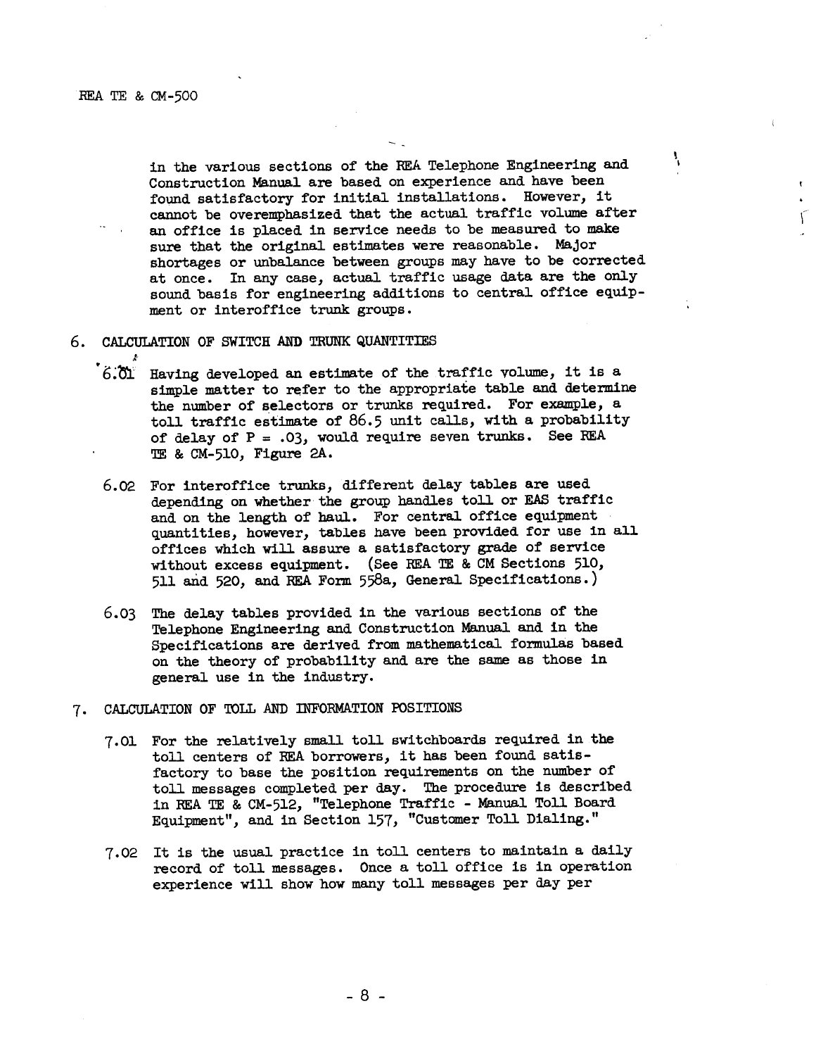in the various sections of the REA Telephone Engineering and Construction Manual are based on experience and have been found satisfactory for initial installations. However, it cannot be overemphasized that the actual traffic volume after an office is placed in service needs to be measured to make sure that the original estimates were reasonable. Major shortages or unbalance between groups may have to be corrected at once. In any case, actual traffic usage data are the only sound basis for engineering additions to central office equipment or interoffice trunk groups.

## 6. CALCULATION OF SWITCH AND TRUNK QUANTITIES

6.01 Having developed an estimate of the traffic volume, it is a simple matter to refer to the appropriate table and determine the number of selectors or trunks required. For example, a toll traffic estimate of 86.5 unit calls, with a probability of delay of P = .03, would require seven trunks. See REA TE & CM-510, Figure 2A.

6.02 For interoffice trunks, different delay tables are used depending on whether the group handles toll or EAS traffic and on the length of haul. For central office equipment quantities, however, tables have been provided for use in all offices which will assure a satisfactory grade of service without excess equipment. (See REA TE & CM Sections 510, 511 and 520, and REA Form 558a, General Specifications.)

6.03 The delay tables provided in the various sections of the Telephone Engineering and Construction Manual and in the Specifications are derived from mathematical formulas based on the theory of probability and are the same as those in general use in the industry.

## 7. CALCULATION OF TOLL AND INFORMATION POSITIONS

7.01 For the relatively small toll switchboards required in the toll centers of REA borrowers, it has been found satisfactory to base the position requirements on the number of toll messages completed per day. The procedure is described in REA TE & CM-512, "Telephone Traffic - Manual Toll Board Equipment", and in Section 157, "Customer Toll Dialing."

7.02 It is the usual practice in toll centers to maintain a daily record of toll messages. Once a toll office is in operation experience will show how many toll messages per day per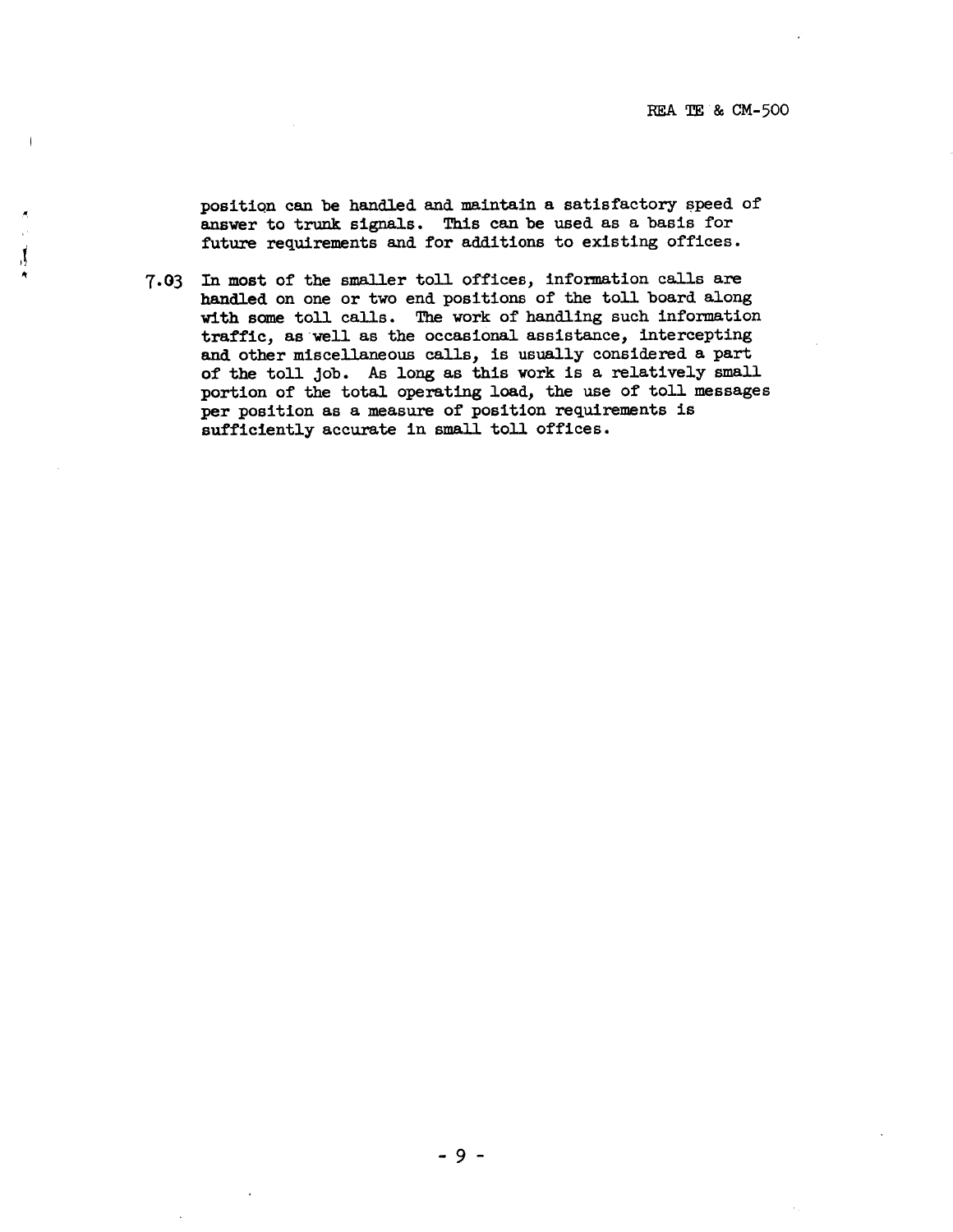position can be handled and maintain a satisfactory speed of answer to trunk signals. This can be used as a basis for future requirements and for additions to existing offices.

7.03 In most of the smaller toll offices, information calls are handled on one or two end positions of the toll board along with some toll calls. The work of handling such information traffic, as well as the occasional assistance, intercepting and other miscellaneous calls, is usually considered a part of the toll job. As long as this work is a relatively small portion of the total operating load, the use of toll messages per position as a measure of position requirements is sufficiently accurate in small toll offices.